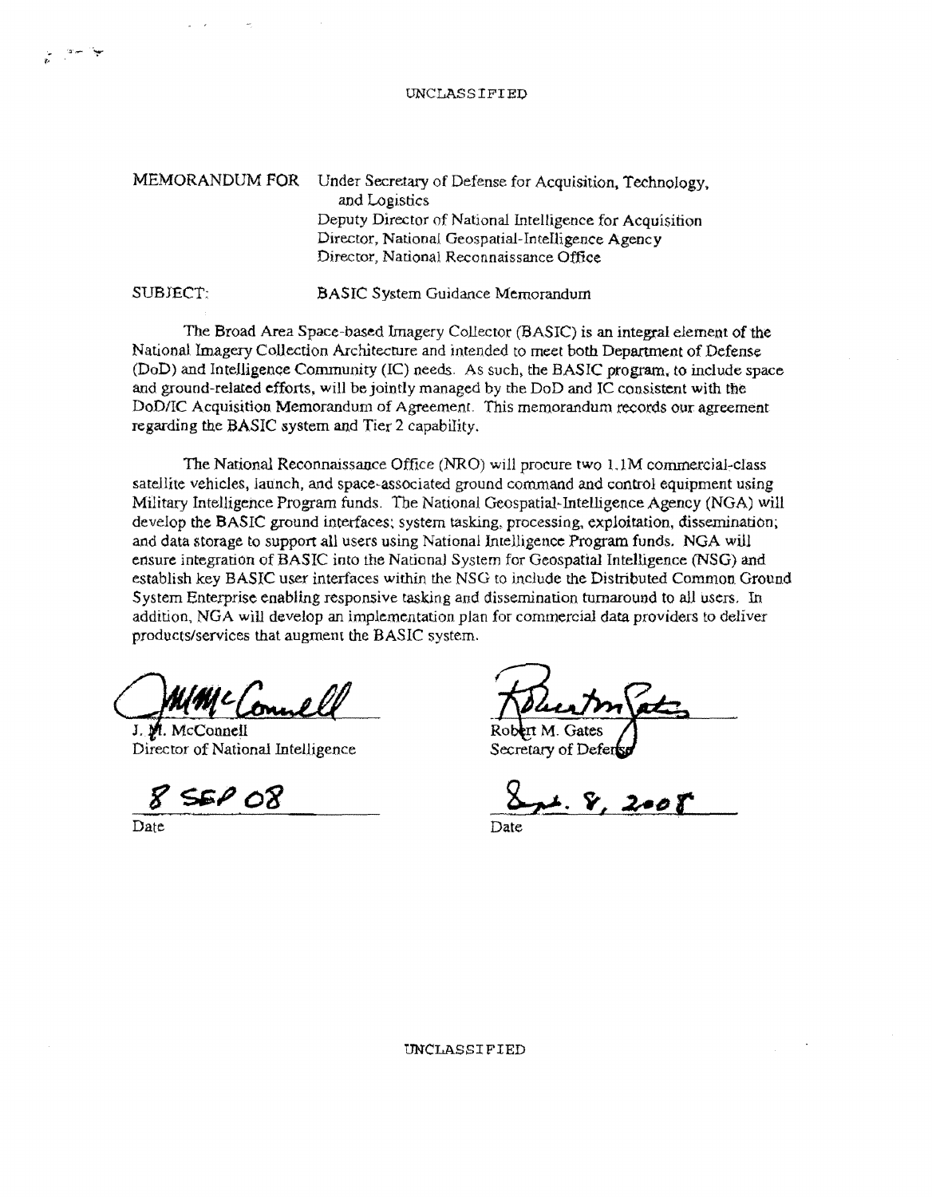UNCLASSIFIED

MEMORANDUM FOR Under Secretary of Defense for Acquisition, Technology, and Logistics
Deputy Director of National Intelligence for Acquisition
Director, National Geospatial-Intelligence Agency
Director, National Reconnaissance Office

SUBJECT: BASIC System Guidance Memorandum

The Broad Area Space-based Imagery Collector (BASIC) is an integral element of the National Imagery Collection Architecture and intended to meet both Department of Defense (DoD) and Intelligence Community (IC) needs. As such, the BASIC program, to include space and ground-related efforts, will be jointly managed by the DoD and IC consistent with the DoD/IC Acquisition Memorandum of Agreement. This memorandum records our agreement regarding the BASIC system and Tier 2 capability.

The National Reconnaissance Office (NRO) will procure two 1.1M commercial-class satellite vehicles, launch, and space-associated ground command and control equipment using Military Intelligence Program funds. The National Geospatial-Intelligence Agency (NGA) will develop the BASIC ground interfaces; system tasking, processing, exploitation, dissemination; and data storage to support all users using National Intelligence Program funds. NGA will ensure integration of BASIC into the National System for Geospatial Intelligence (NSG) and establish key BASIC user interfaces within the NSG to include the Distributed Common Ground System Enterprise enabling responsive tasking and dissemination turnaround to all users. In addition, NGA will develop an implementation plan for commercial data providers to deliver products/services that augment the BASIC system.

J. M. McConnell
Director of National Intelligence

8 SEP 08
Date

Robert M. Gates
Secretary of Defense

Sept. 8, 2008
Date

UNCLASSIFIED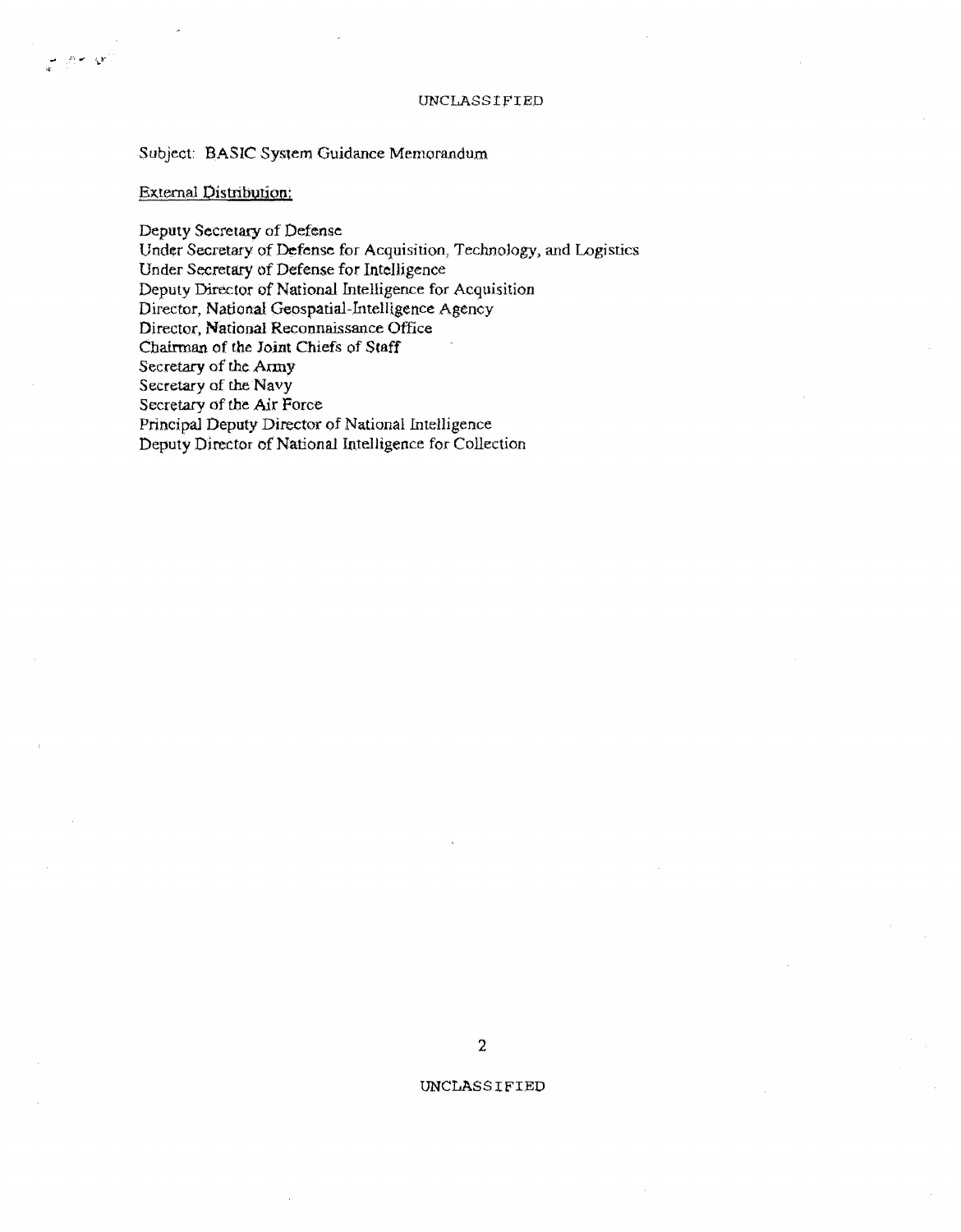UNCLASSIFIED

Subject: BASIC System Guidance Memorandum

External Distribution:

Deputy Secretary of Defense
Under Secretary of Defense for Acquisition, Technology, and Logistics
Under Secretary of Defense for Intelligence
Deputy Director of National Intelligence for Acquisition
Director, National Geospatial-Intelligence Agency
Director, National Reconnaissance Office
Chairman of the Joint Chiefs of Staff
Secretary of the Army
Secretary of the Navy
Secretary of the Air Force
Principal Deputy Director of National Intelligence
Deputy Director of National Intelligence for Collection

UNCLASSIFIED